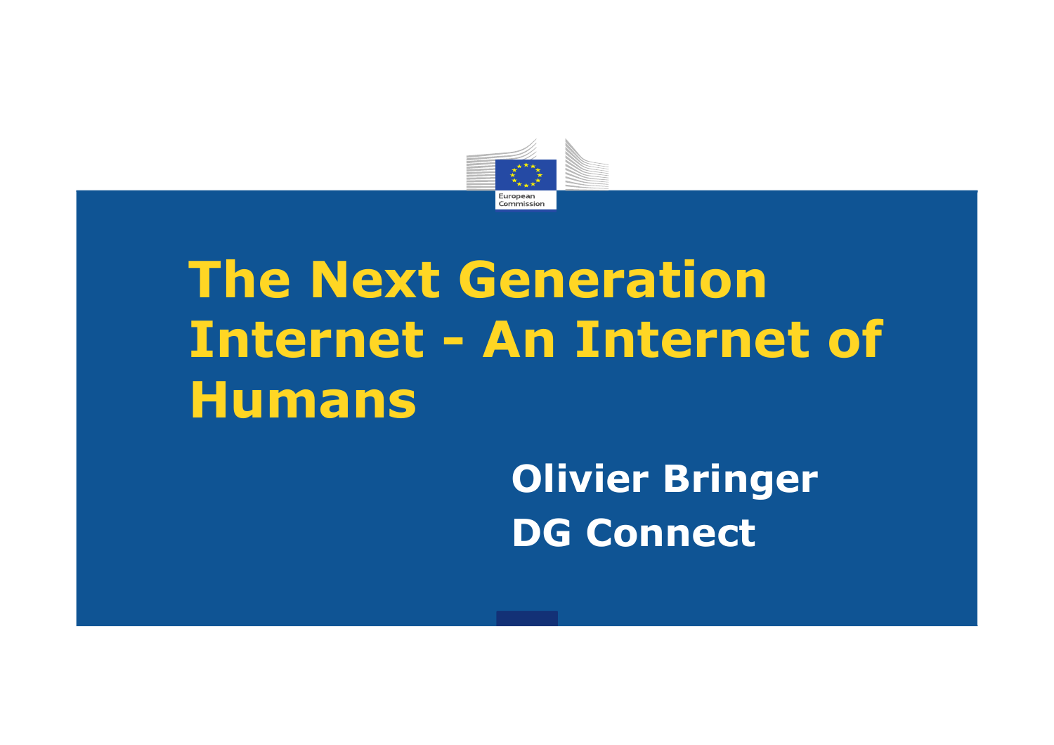European Commission

# The Next Generation Internet - An Internet of Humans

**Olivier Bringer**

**DG Connect**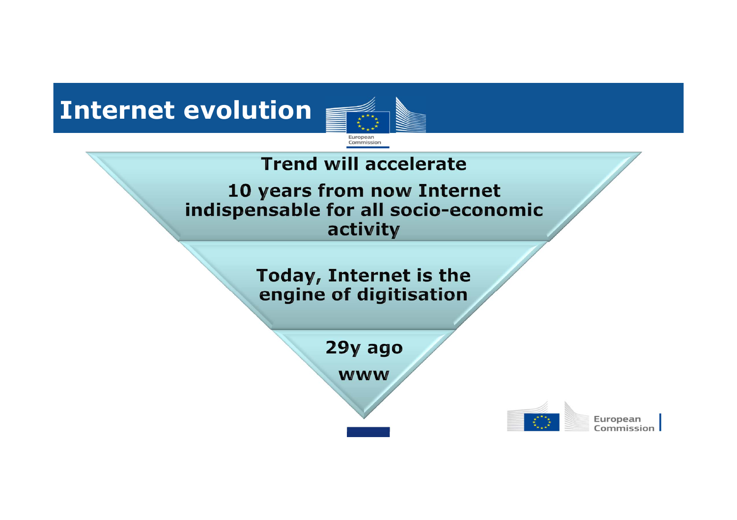# Internet evolution

**Trend will accelerate**

**10 years from now Internet indispensable for all socio-economic activity**

**Today, Internet is the engine of digitisation**

**29y ago**

**www**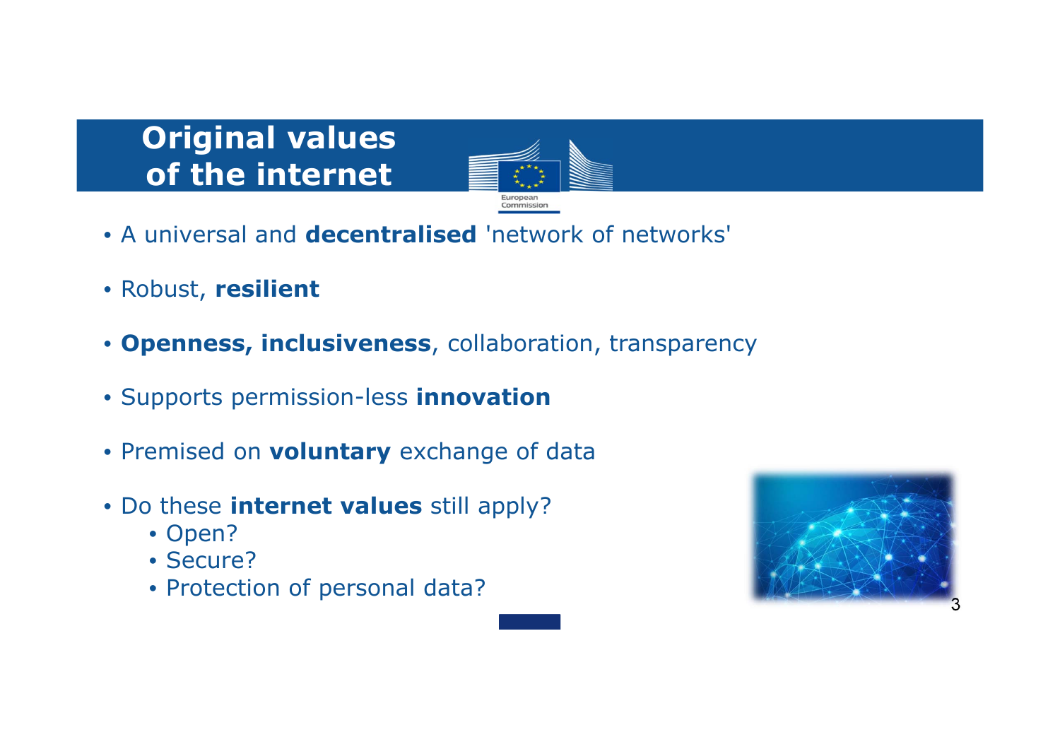# Original values of the internet

- A universal and **decentralised** 'network of networks'
- Robust, **resilient**
- **Openness, inclusiveness**, collaboration, transparency
- Supports permission-less **innovation**
- Premised on **voluntary** exchange of data
- Do these **internet values** still apply?
  - Open?
  - Secure?
  - Protection of personal data?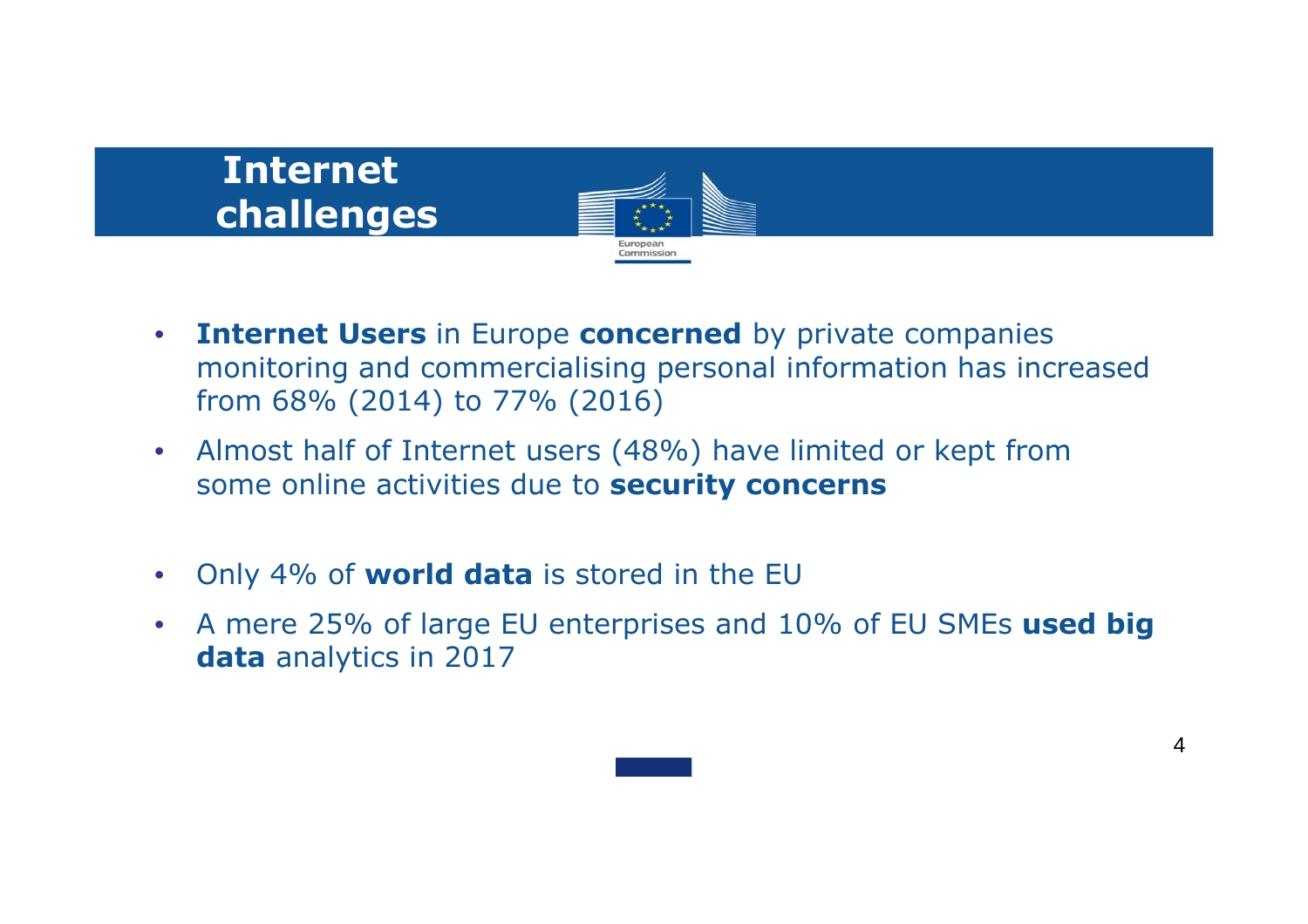# Internet challenges

- **Internet Users** in Europe **concerned** by private companies monitoring and commercialising personal information has increased from 68% (2014) to 77% (2016)
- Almost half of Internet users (48%) have limited or kept from some online activities due to **security concerns**
- Only 4% of **world data** is stored in the EU
- A mere 25% of large EU enterprises and 10% of EU SMEs **used big data** analytics in 2017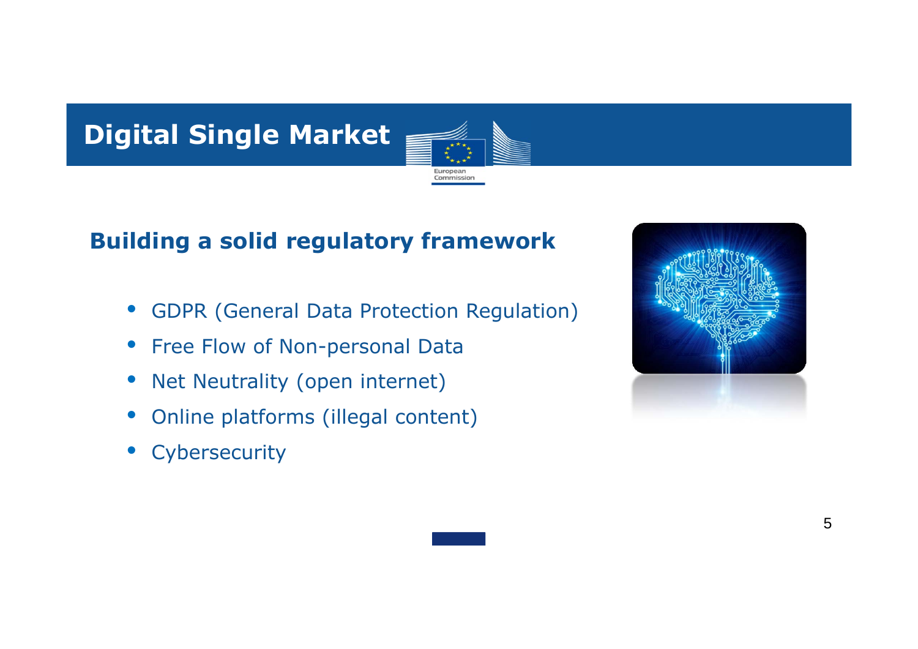# Digital Single Market

## Building a solid regulatory framework

- GDPR (General Data Protection Regulation)
- Free Flow of Non-personal Data
- Net Neutrality (open internet)
- Online platforms (illegal content)
- Cybersecurity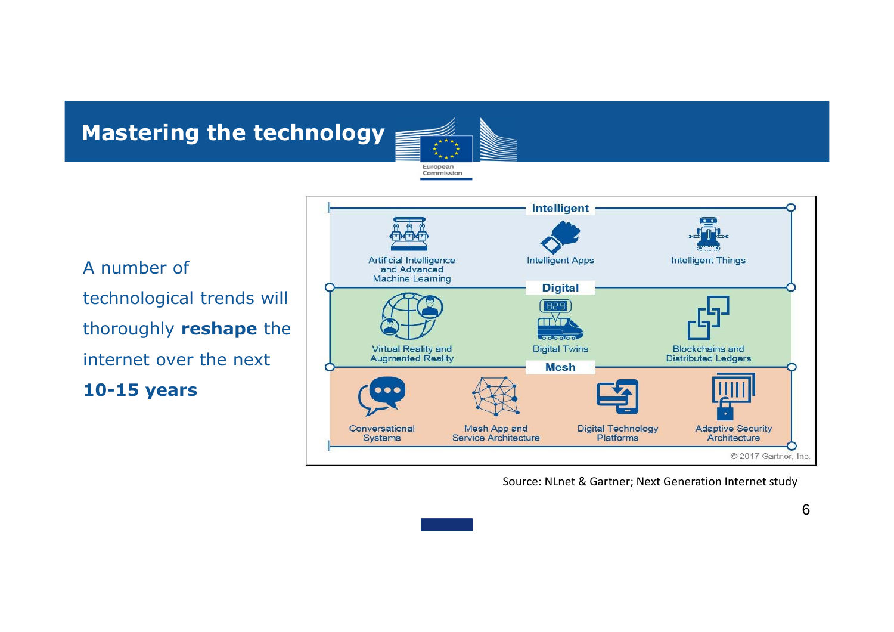# Mastering the technology

A number of technological trends will thoroughly **reshape** the internet over the next **10-15 years**

**Intelligent**

- Artificial Intelligence and Advanced Machine Learning
- Intelligent Apps
- Intelligent Things

**Digital**

- Virtual Reality and Augmented Reality
- Digital Twins
- Blockchains and Distributed Ledgers

**Mesh**

- Conversational Systems
- Mesh App and Service Architecture
- Digital Technology Platforms
- Adaptive Security Architecture

© 2017 Gartner, Inc.

Source: NLnet & Gartner; Next Generation Internet study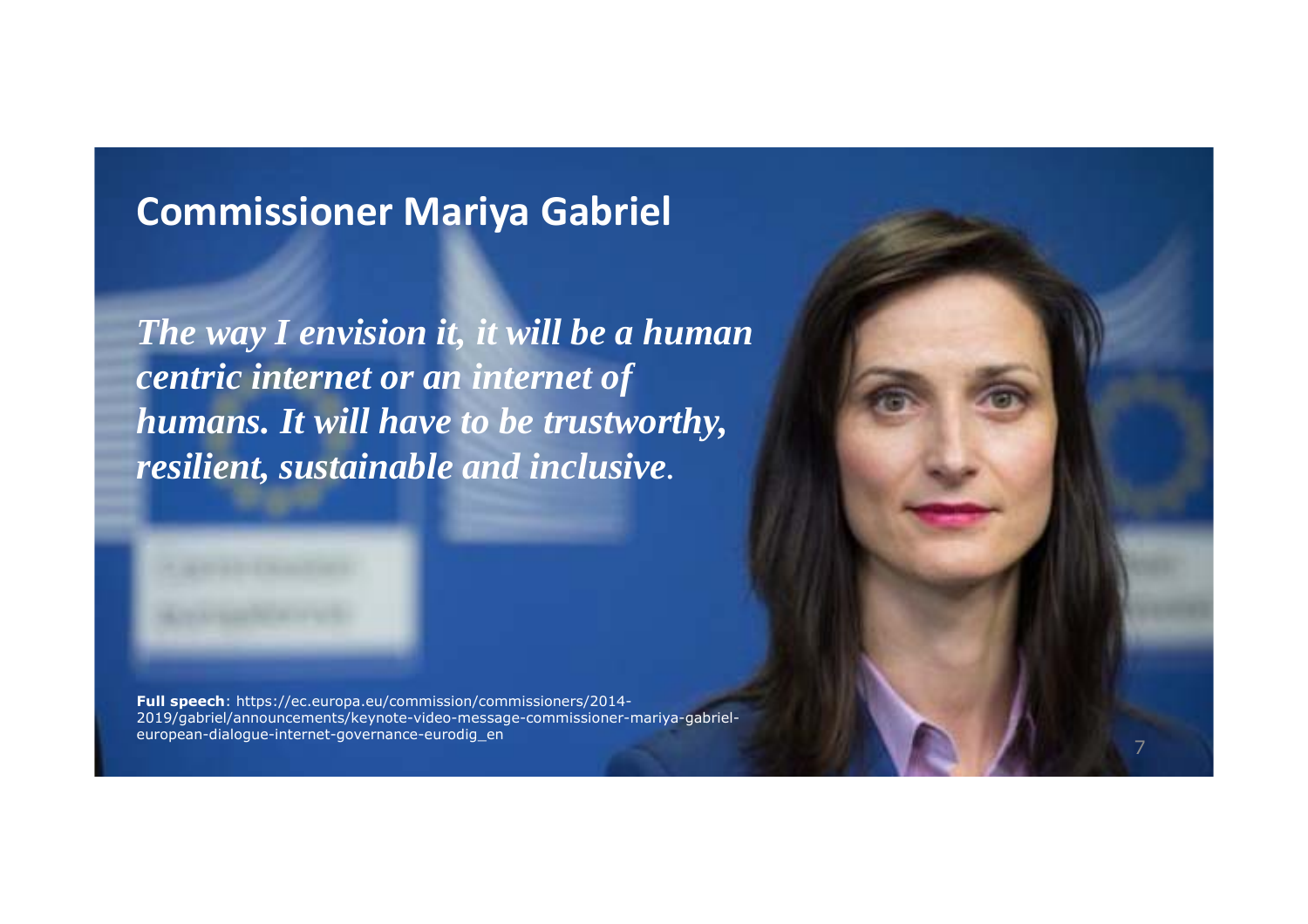## Commissioner Mariya Gabriel

***The way I envision it, it will be a human centric internet or an internet of humans. It will have to be trustworthy, resilient, sustainable and inclusive.***

**Full speech**: https://ec.europa.eu/commission/commissioners/2014-2019/gabriel/announcements/keynote-video-message-commissioner-mariya-gabriel-european-dialogue-internet-governance-eurodig_en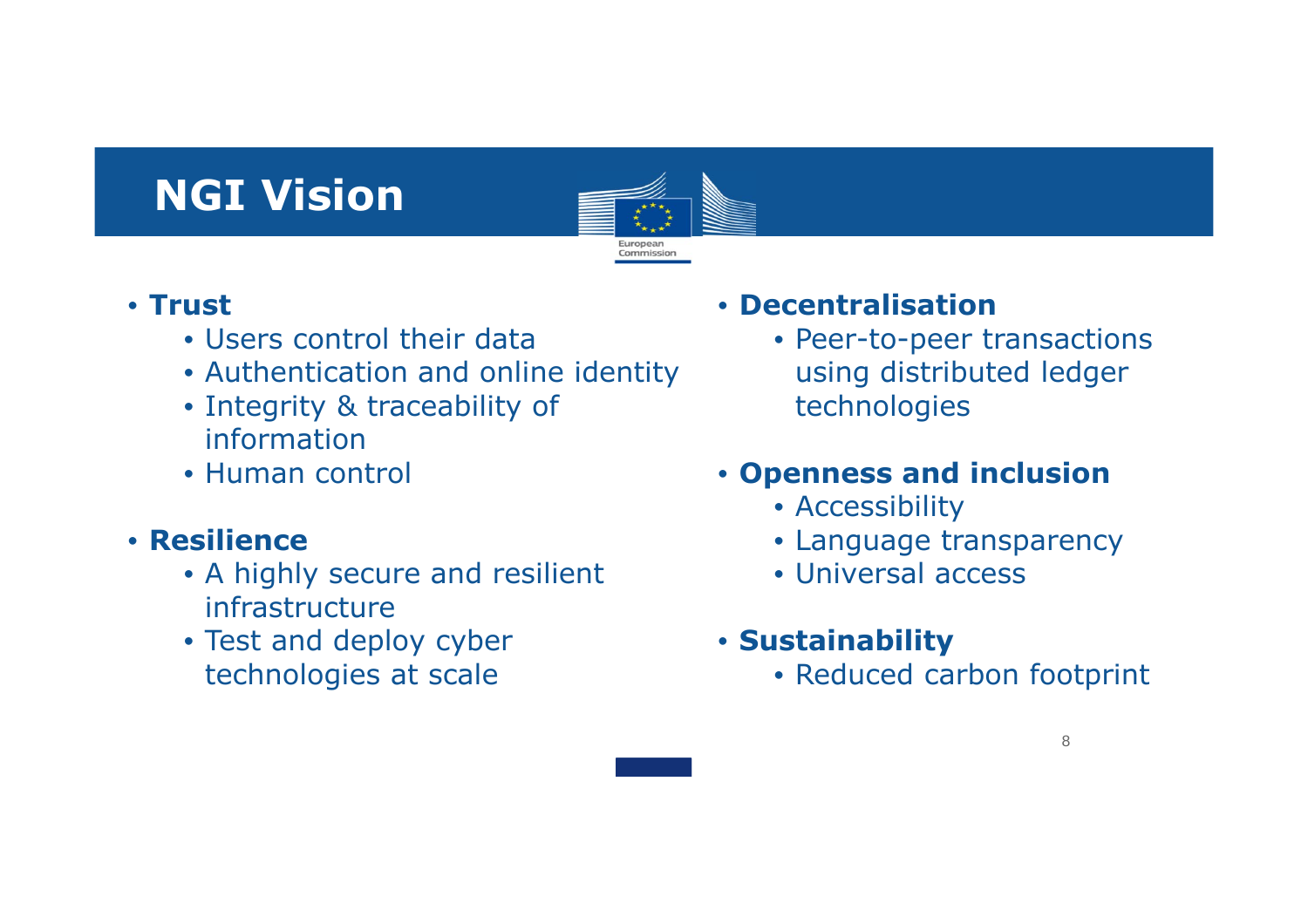# NGI Vision

- **Trust**
  - Users control their data
  - Authentication and online identity
  - Integrity & traceability of information
  - Human control

- **Resilience**
  - A highly secure and resilient infrastructure
  - Test and deploy cyber technologies at scale

- **Decentralisation**
  - Peer-to-peer transactions using distributed ledger technologies

- **Openness and inclusion**
  - Accessibility
  - Language transparency
  - Universal access

- **Sustainability**
  - Reduced carbon footprint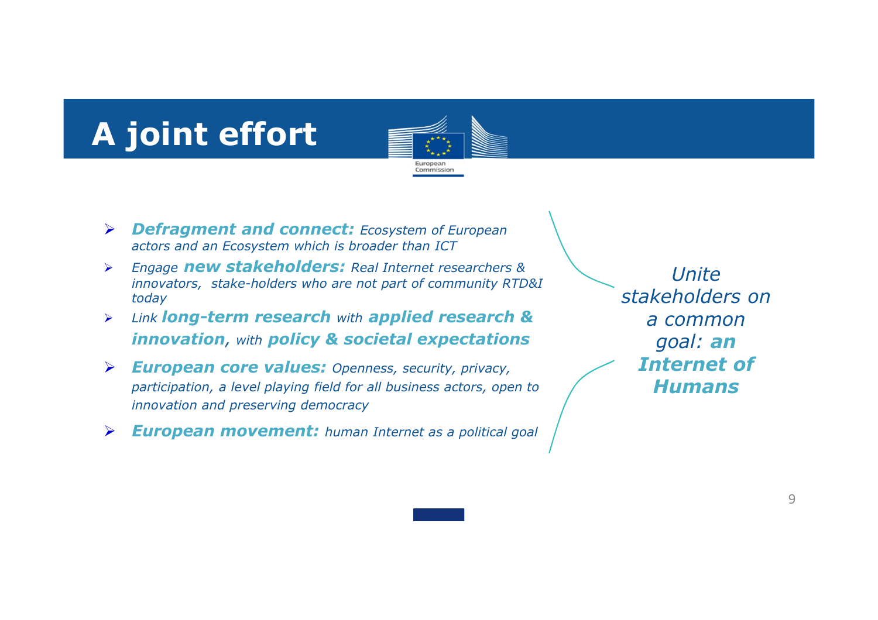# A joint effort

- ***Defragment and connect:*** *Ecosystem of European actors and an Ecosystem which is broader than ICT*
- *Engage* ***new stakeholders:*** *Real Internet researchers & innovators, stake-holders who are not part of community RTD&I today*
- *Link* ***long-term research*** *with* ***applied research & innovation****, with* ***policy & societal expectations***
- ***European core values:*** *Openness, security, privacy, participation, a level playing field for all business actors, open to innovation and preserving democracy*
- ***European movement:*** *human Internet as a political goal*

*Unite stakeholders on a common goal:* ***an Internet of Humans***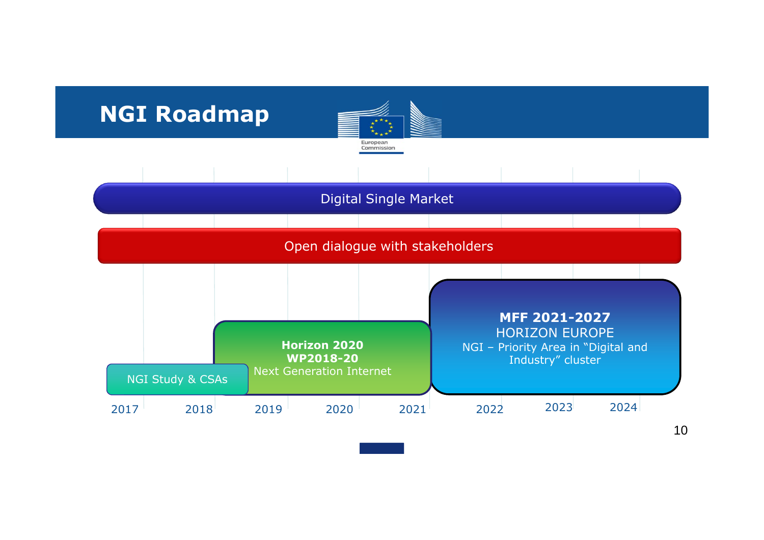# NGI Roadmap

Digital Single Market

Open dialogue with stakeholders

NGI Study & CSAs

**Horizon 2020**
**WP2018-20**
Next Generation Internet

**MFF 2021-2027**
HORIZON EUROPE
NGI – Priority Area in "Digital and Industry" cluster

2017 2018 2019 2020 2021 2022 2023 2024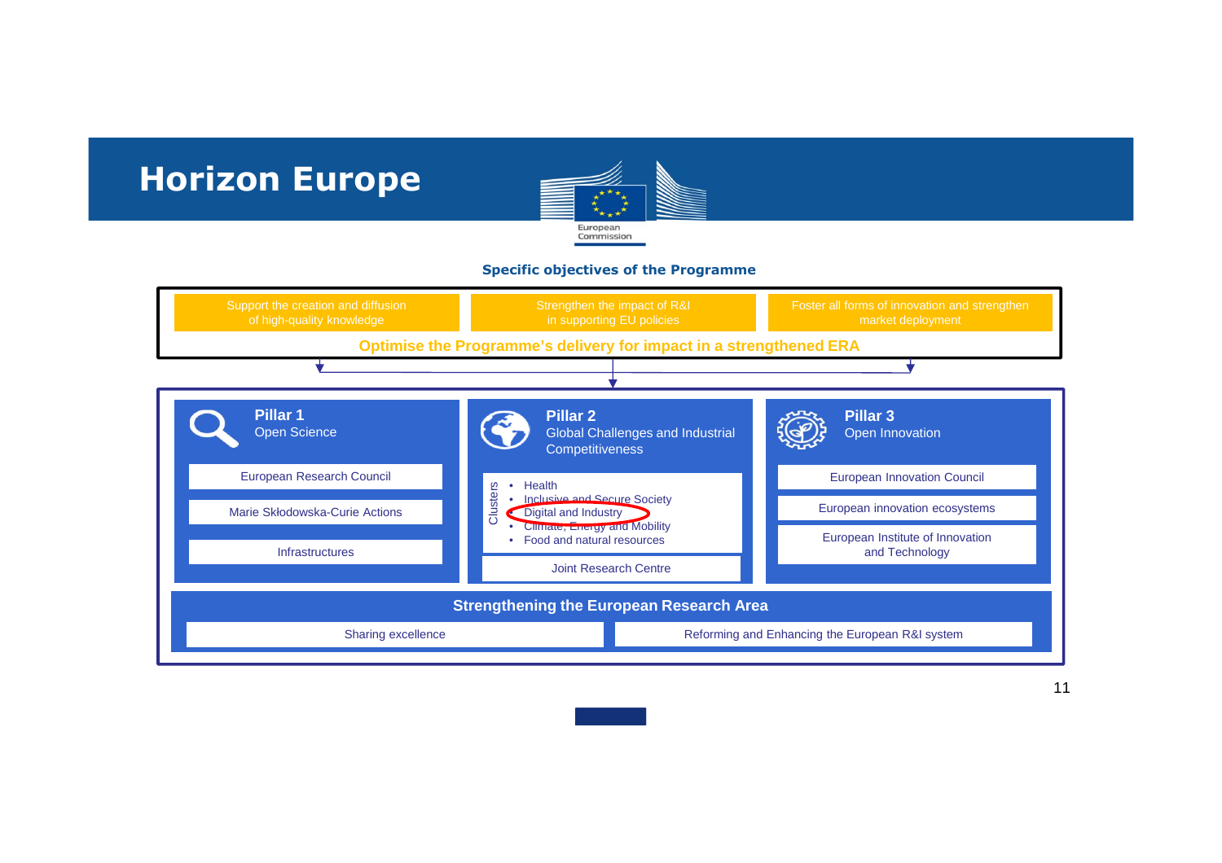# Horizon Europe

European Commission

### Specific objectives of the Programme

- Support the creation and diffusion of high-quality knowledge
- Strengthen the impact of R&I in supporting EU policies
- Foster all forms of innovation and strengthen market deployment

**Optimise the Programme's delivery for impact in a strengthened ERA**

## Pillar 1
Open Science

- European Research Council
- Marie Skłodowska-Curie Actions
- Infrastructures

## Pillar 2
Global Challenges and Industrial Competitiveness

Clusters

- Health
- Inclusive and Secure Society
- Digital and Industry
- Climate, Energy and Mobility
- Food and natural resources

Joint Research Centre

## Pillar 3
Open Innovation

- European Innovation Council
- European innovation ecosystems
- European Institute of Innovation and Technology

## Strengthening the European Research Area

- Sharing excellence
- Reforming and Enhancing the European R&I system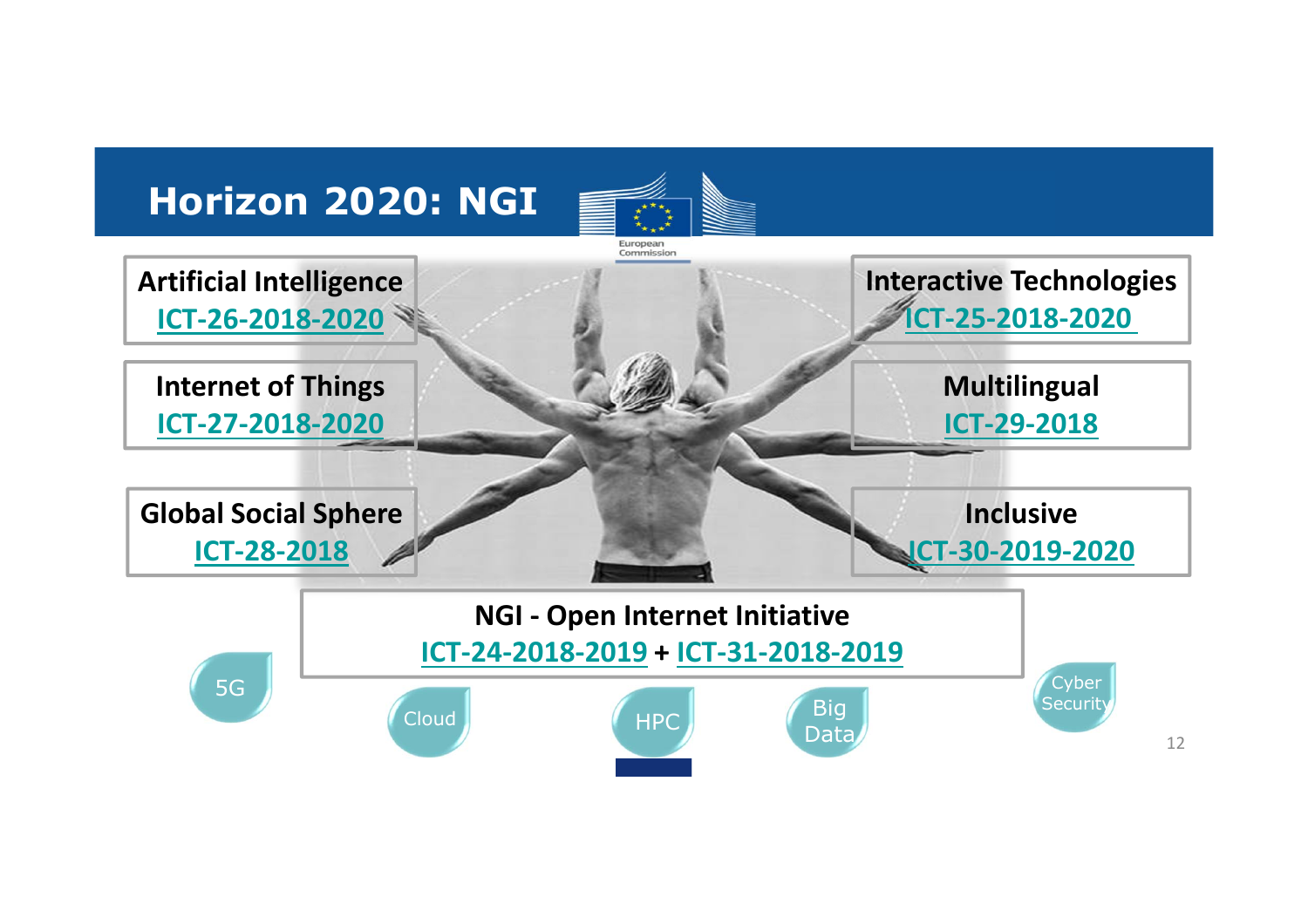# Horizon 2020: NGI

**Artificial Intelligence**
ICT-26-2018-2020

**Interactive Technologies**
ICT-25-2018-2020

**Internet of Things**
ICT-27-2018-2020

**Multilingual**
ICT-29-2018

**Global Social Sphere**
ICT-28-2018

**Inclusive**
ICT-30-2019-2020

**NGI - Open Internet Initiative**
ICT-24-2018-2019 + ICT-31-2018-2019

5G

Cloud

HPC

Big Data

Cyber Security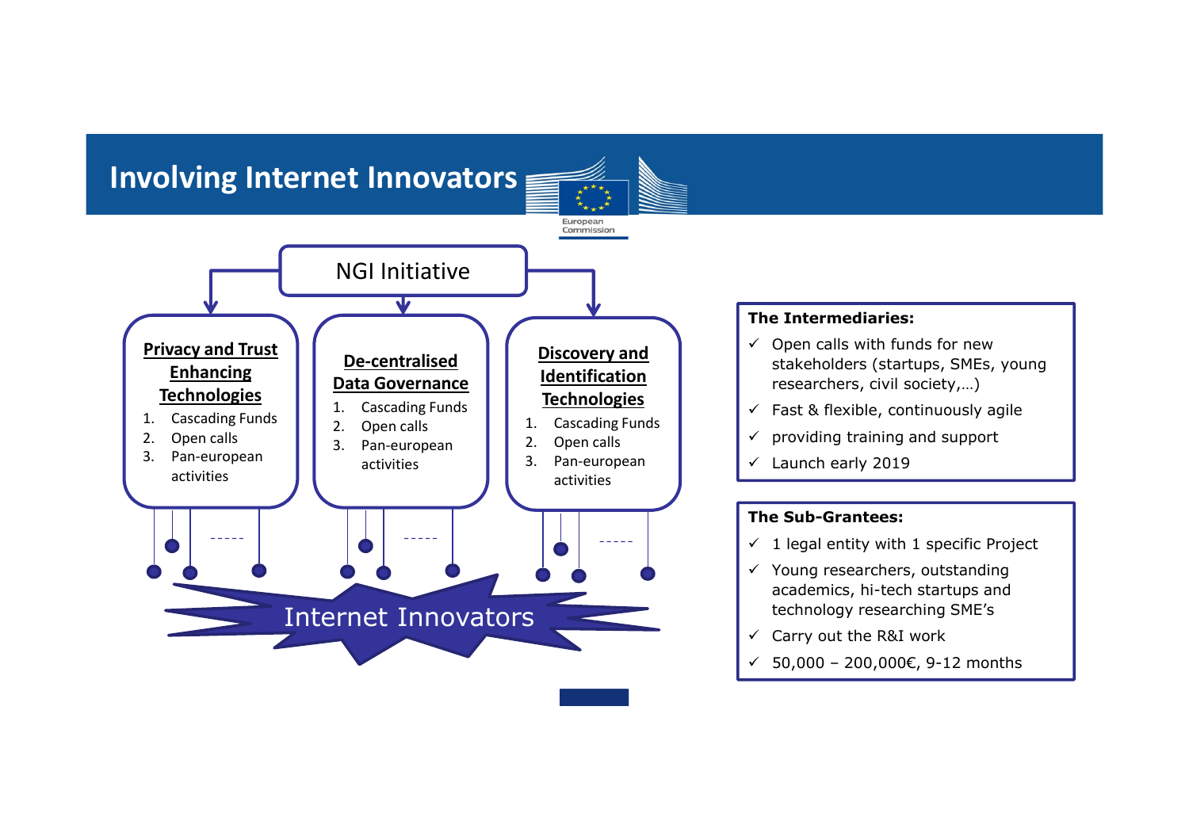# Involving Internet Innovators

NGI Initiative

**Privacy and Trust Enhancing Technologies**

1. Cascading Funds
2. Open calls
3. Pan-european activities

**De-centralised Data Governance**

1. Cascading Funds
2. Open calls
3. Pan-european activities

**Discovery and Identification Technologies**

1. Cascading Funds
2. Open calls
3. Pan-european activities

Internet Innovators

**The Intermediaries:**

- ✓ Open calls with funds for new stakeholders (startups, SMEs, young researchers, civil society,…)
- ✓ Fast & flexible, continuously agile
- ✓ providing training and support
- ✓ Launch early 2019

**The Sub-Grantees:**

- ✓ 1 legal entity with 1 specific Project
- ✓ Young researchers, outstanding academics, hi-tech startups and technology researching SME's
- ✓ Carry out the R&I work
- ✓ 50,000 – 200,000€, 9-12 months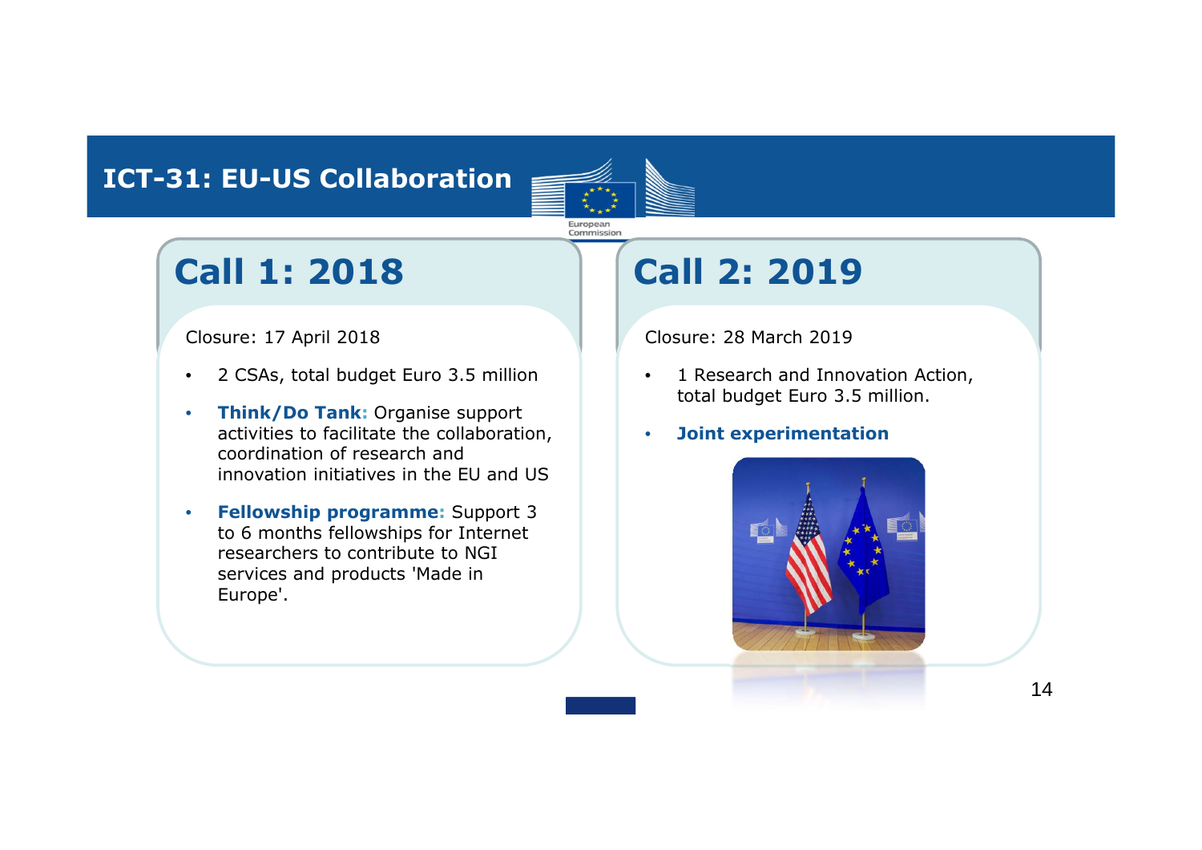# ICT-31: EU-US Collaboration

## Call 1: 2018

Closure: 17 April 2018

- 2 CSAs, total budget Euro 3.5 million
- **Think/Do Tank:** Organise support activities to facilitate the collaboration, coordination of research and innovation initiatives in the EU and US
- **Fellowship programme:** Support 3 to 6 months fellowships for Internet researchers to contribute to NGI services and products 'Made in Europe'.

## Call 2: 2019

Closure: 28 March 2019

- 1 Research and Innovation Action, total budget Euro 3.5 million.
- **Joint experimentation**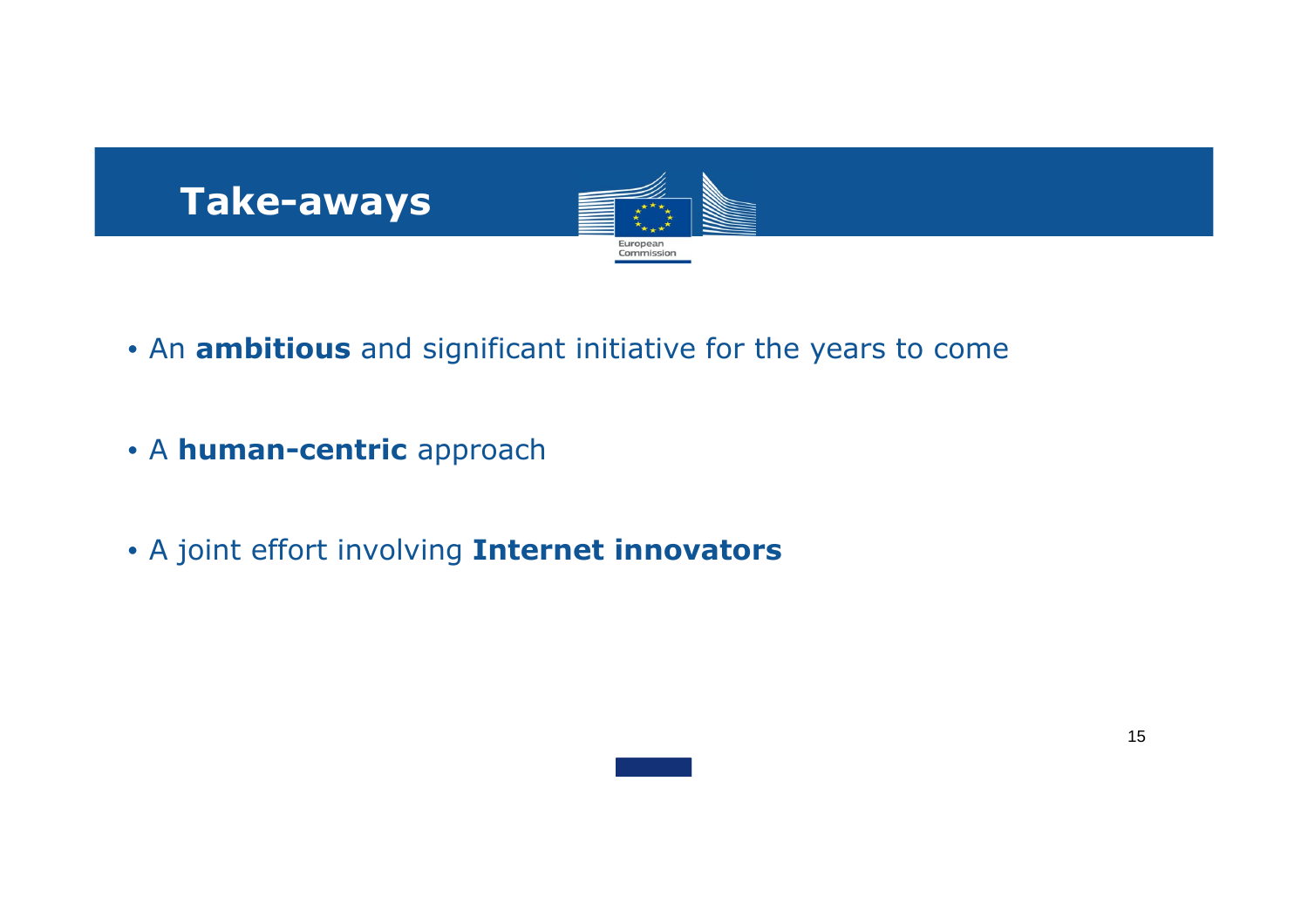# Take-aways

- An **ambitious** and significant initiative for the years to come
- A **human-centric** approach
- A joint effort involving **Internet innovators**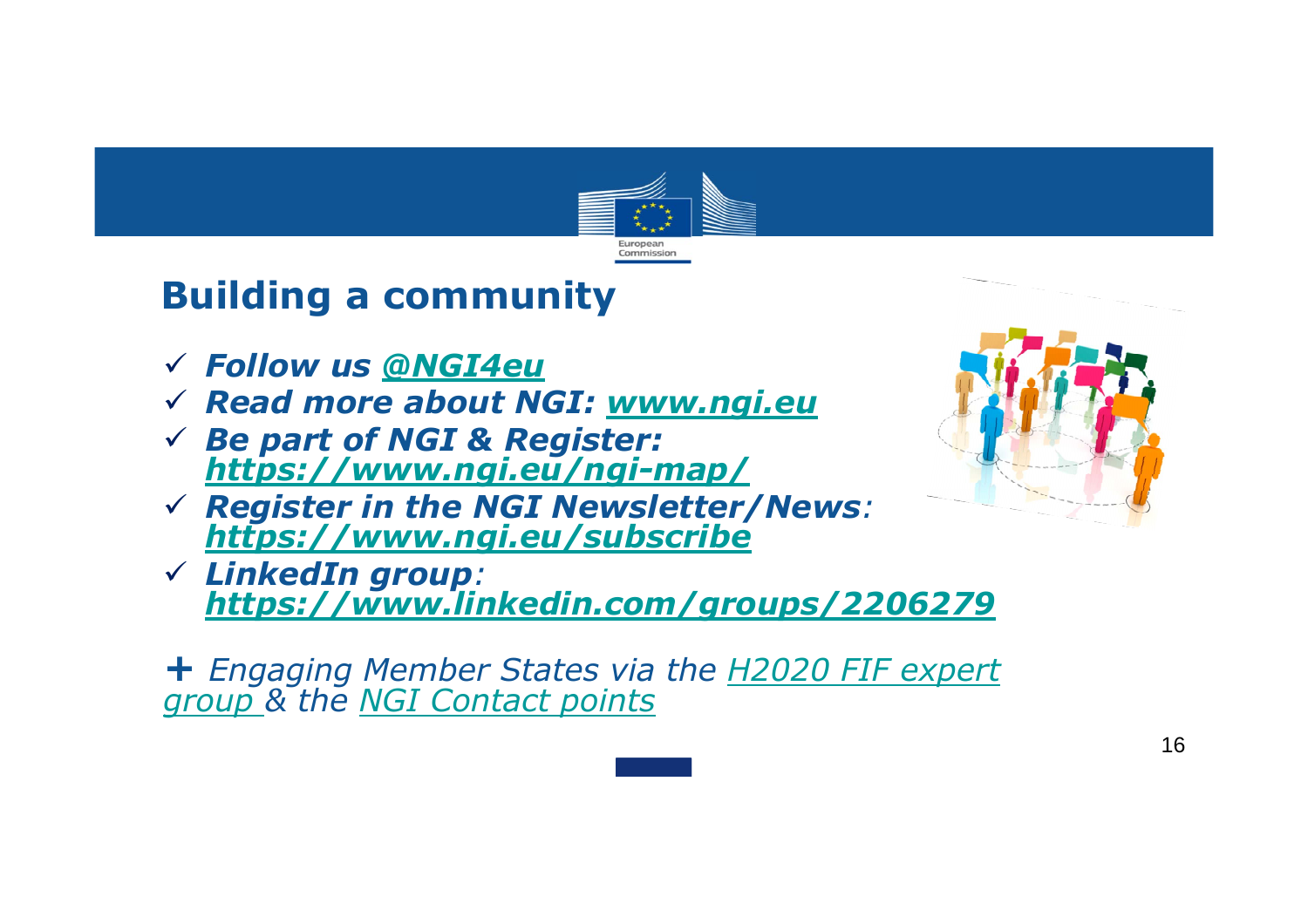## Building a community

- ✓ ***Follow us @NGI4eu***
- ✓ ***Read more about NGI: www.ngi.eu***
- ✓ ***Be part of NGI & Register: https://www.ngi.eu/ngi-map/***
- ✓ ***Register in the NGI Newsletter/News: https://www.ngi.eu/subscribe***
- ✓ ***LinkedIn group: https://www.linkedin.com/groups/2206279***

**+** *Engaging Member States via the H2020 FIF expert group & the NGI Contact points*